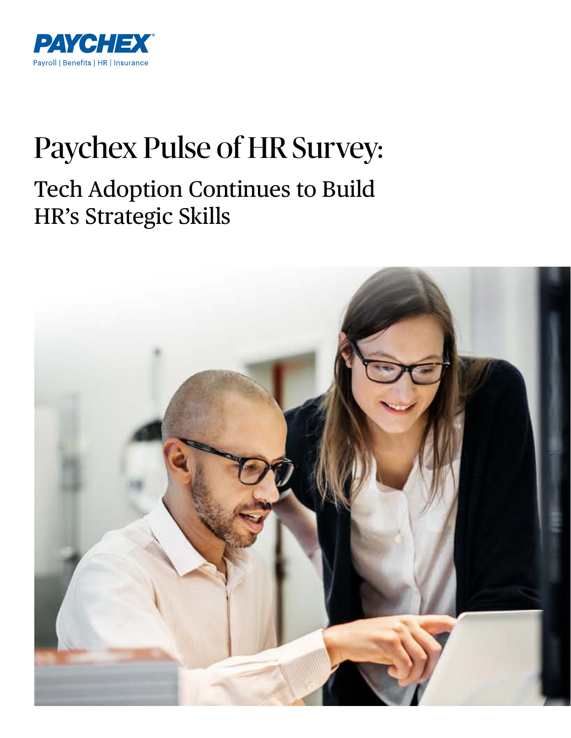PAYCHEX

Payroll | Benefits | HR | Insurance

# Paychex Pulse of HR Survey:

## Tech Adoption Continues to Build HR's Strategic Skills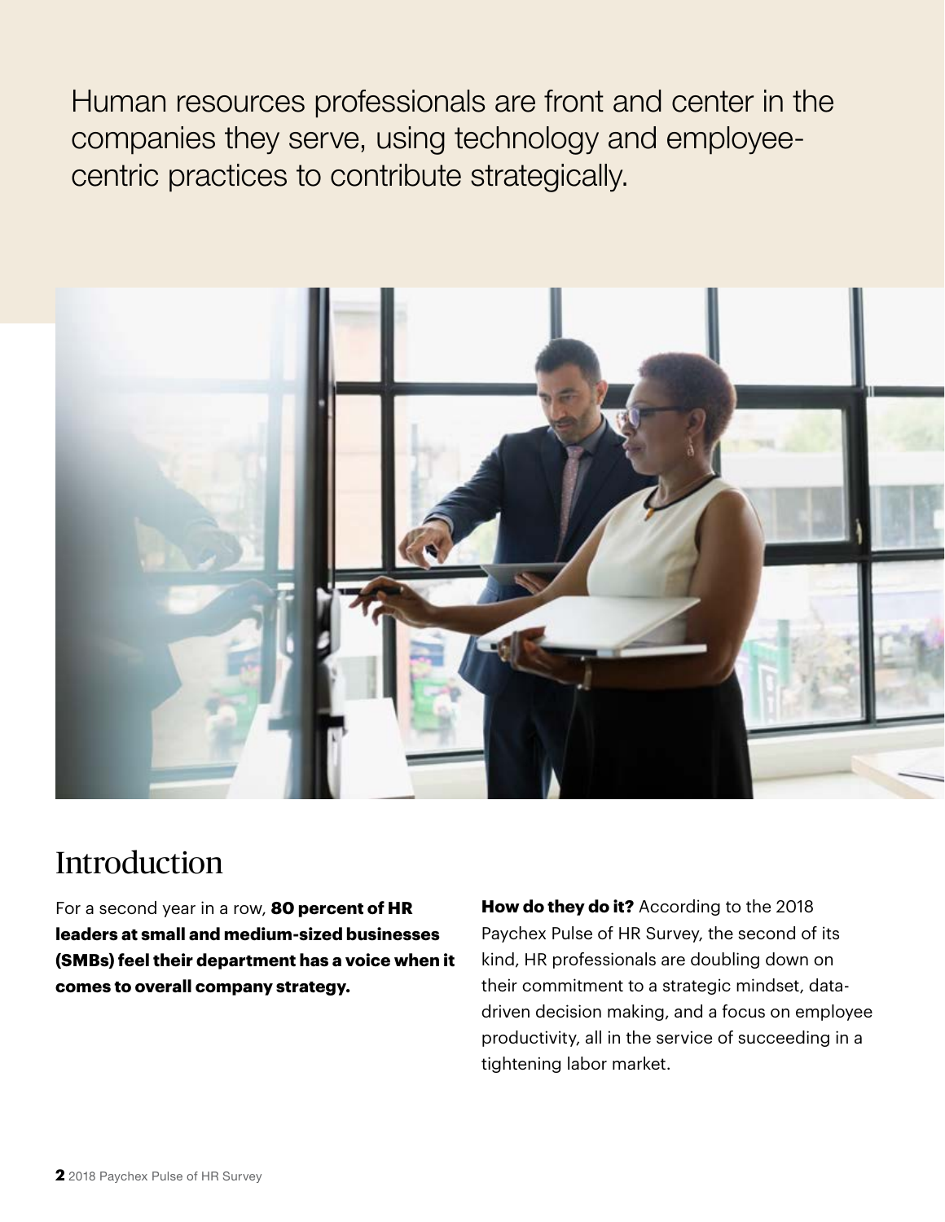Human resources professionals are front and center in the companies they serve, using technology and employee-centric practices to contribute strategically.

## Introduction

For a second year in a row, **80 percent of HR leaders at small and medium-sized businesses (SMBs) feel their department has a voice when it comes to overall company strategy.**

**How do they do it?** According to the 2018 Paychex Pulse of HR Survey, the second of its kind, HR professionals are doubling down on their commitment to a strategic mindset, data-driven decision making, and a focus on employee productivity, all in the service of succeeding in a tightening labor market.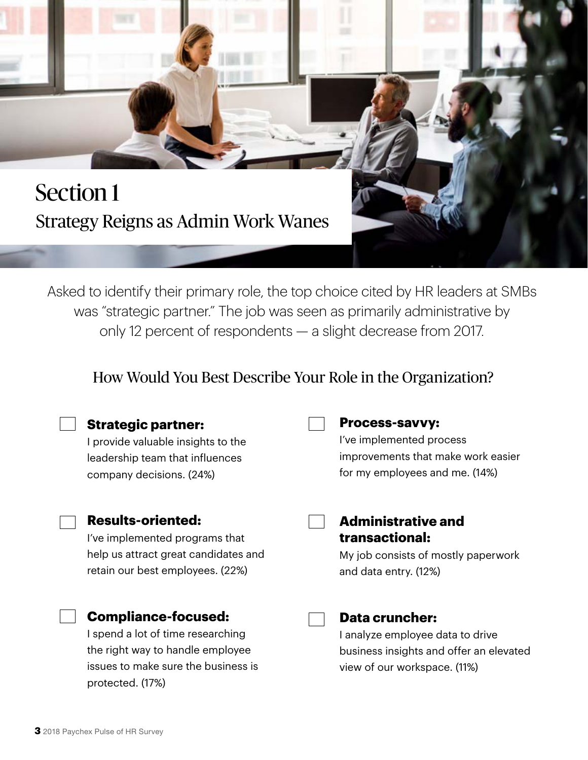# Section 1

## Strategy Reigns as Admin Work Wanes

Asked to identify their primary role, the top choice cited by HR leaders at SMBs was "strategic partner." The job was seen as primarily administrative by only 12 percent of respondents — a slight decrease from 2017.

### How Would You Best Describe Your Role in the Organization?

- **Strategic partner:** I provide valuable insights to the leadership team that influences company decisions. (24%)

- **Results-oriented:** I've implemented programs that help us attract great candidates and retain our best employees. (22%)

- **Compliance-focused:** I spend a lot of time researching the right way to handle employee issues to make sure the business is protected. (17%)

- **Process-savvy:** I've implemented process improvements that make work easier for my employees and me. (14%)

- **Administrative and transactional:** My job consists of mostly paperwork and data entry. (12%)

- **Data cruncher:** I analyze employee data to drive business insights and offer an elevated view of our workspace. (11%)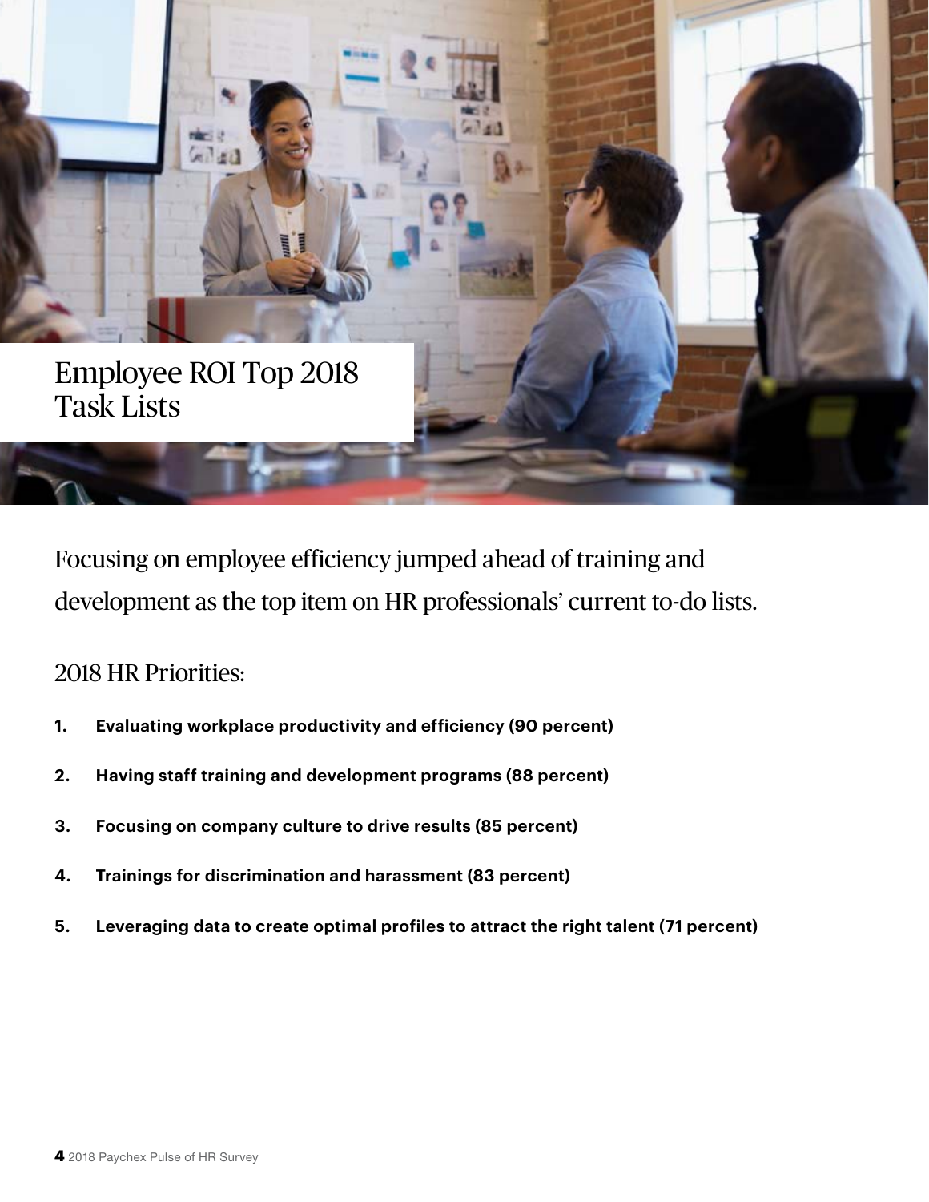# Employee ROI Top 2018 Task Lists

Focusing on employee efficiency jumped ahead of training and development as the top item on HR professionals' current to-do lists.

## 2018 HR Priorities:

1. **Evaluating workplace productivity and efficiency (90 percent)**
2. **Having staff training and development programs (88 percent)**
3. **Focusing on company culture to drive results (85 percent)**
4. **Trainings for discrimination and harassment (83 percent)**
5. **Leveraging data to create optimal profiles to attract the right talent (71 percent)**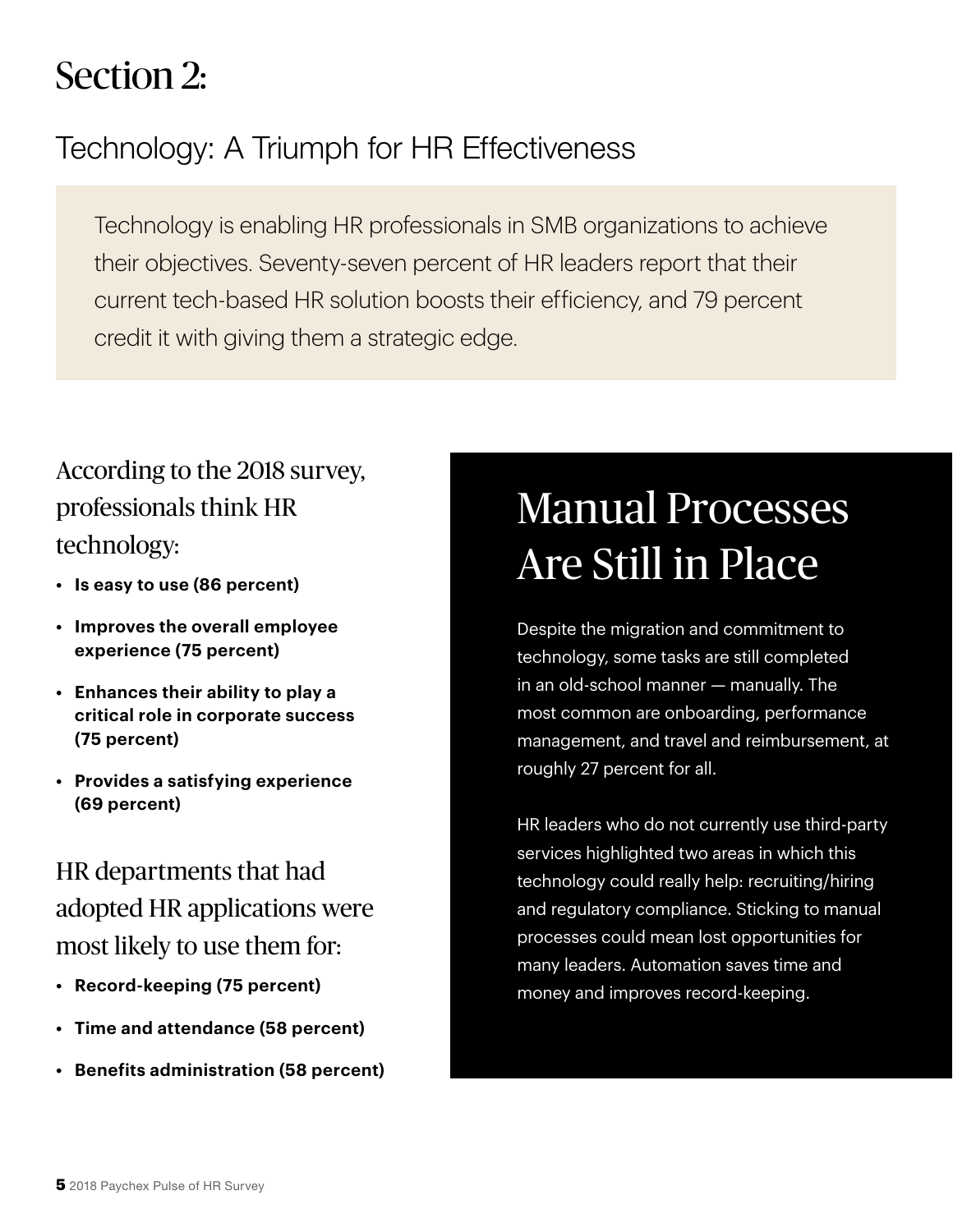# Section 2:

## Technology: A Triumph for HR Effectiveness

Technology is enabling HR professionals in SMB organizations to achieve their objectives. Seventy-seven percent of HR leaders report that their current tech-based HR solution boosts their efficiency, and 79 percent credit it with giving them a strategic edge.

### According to the 2018 survey, professionals think HR technology:

- **Is easy to use (86 percent)**
- **Improves the overall employee experience (75 percent)**
- **Enhances their ability to play a critical role in corporate success (75 percent)**
- **Provides a satisfying experience (69 percent)**

### HR departments that had adopted HR applications were most likely to use them for:

- **Record-keeping (75 percent)**
- **Time and attendance (58 percent)**
- **Benefits administration (58 percent)**

## Manual Processes Are Still in Place

Despite the migration and commitment to technology, some tasks are still completed in an old-school manner — manually. The most common are onboarding, performance management, and travel and reimbursement, at roughly 27 percent for all.

HR leaders who do not currently use third-party services highlighted two areas in which this technology could really help: recruiting/hiring and regulatory compliance. Sticking to manual processes could mean lost opportunities for many leaders. Automation saves time and money and improves record-keeping.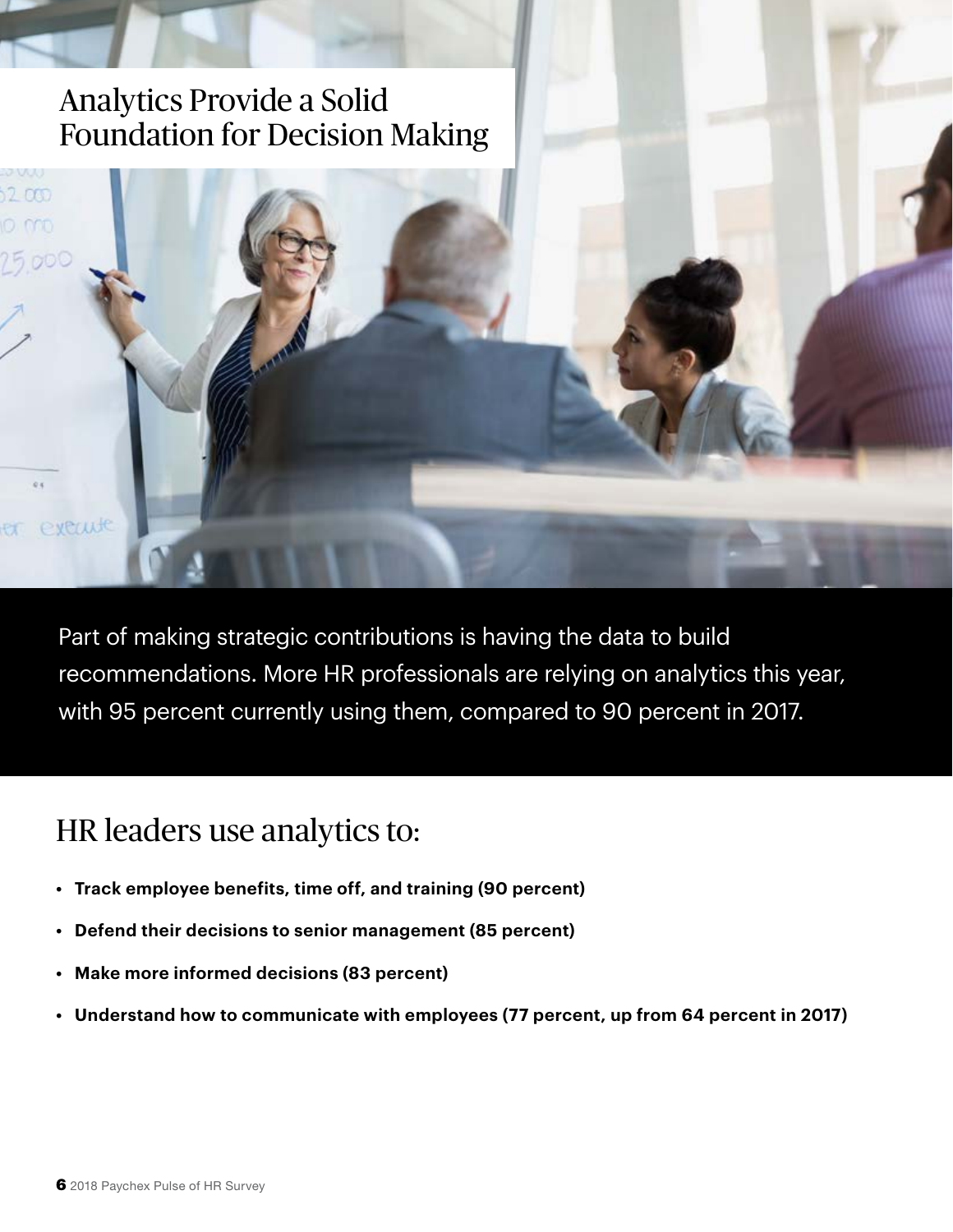# Analytics Provide a Solid Foundation for Decision Making

Part of making strategic contributions is having the data to build recommendations. More HR professionals are relying on analytics this year, with 95 percent currently using them, compared to 90 percent in 2017.

## HR leaders use analytics to:

- **Track employee benefits, time off, and training (90 percent)**
- **Defend their decisions to senior management (85 percent)**
- **Make more informed decisions (83 percent)**
- **Understand how to communicate with employees (77 percent, up from 64 percent in 2017)**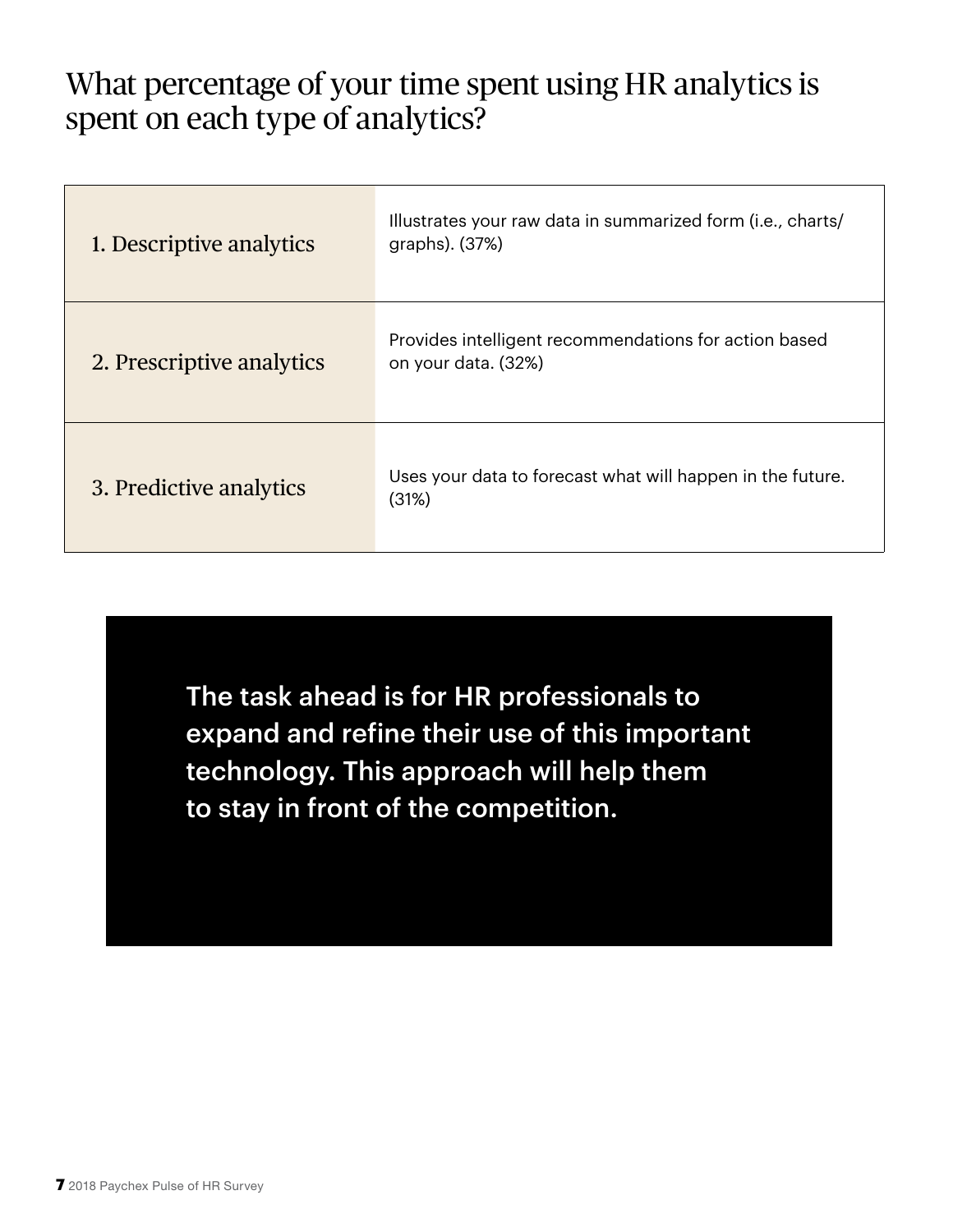## What percentage of your time spent using HR analytics is spent on each type of analytics?

| | |
|---|---|
| 1. Descriptive analytics | Illustrates your raw data in summarized form (i.e., charts/graphs). (37%) |
| 2. Prescriptive analytics | Provides intelligent recommendations for action based on your data. (32%) |
| 3. Predictive analytics | Uses your data to forecast what will happen in the future. (31%) |

**The task ahead is for HR professionals to expand and refine their use of this important technology. This approach will help them to stay in front of the competition.**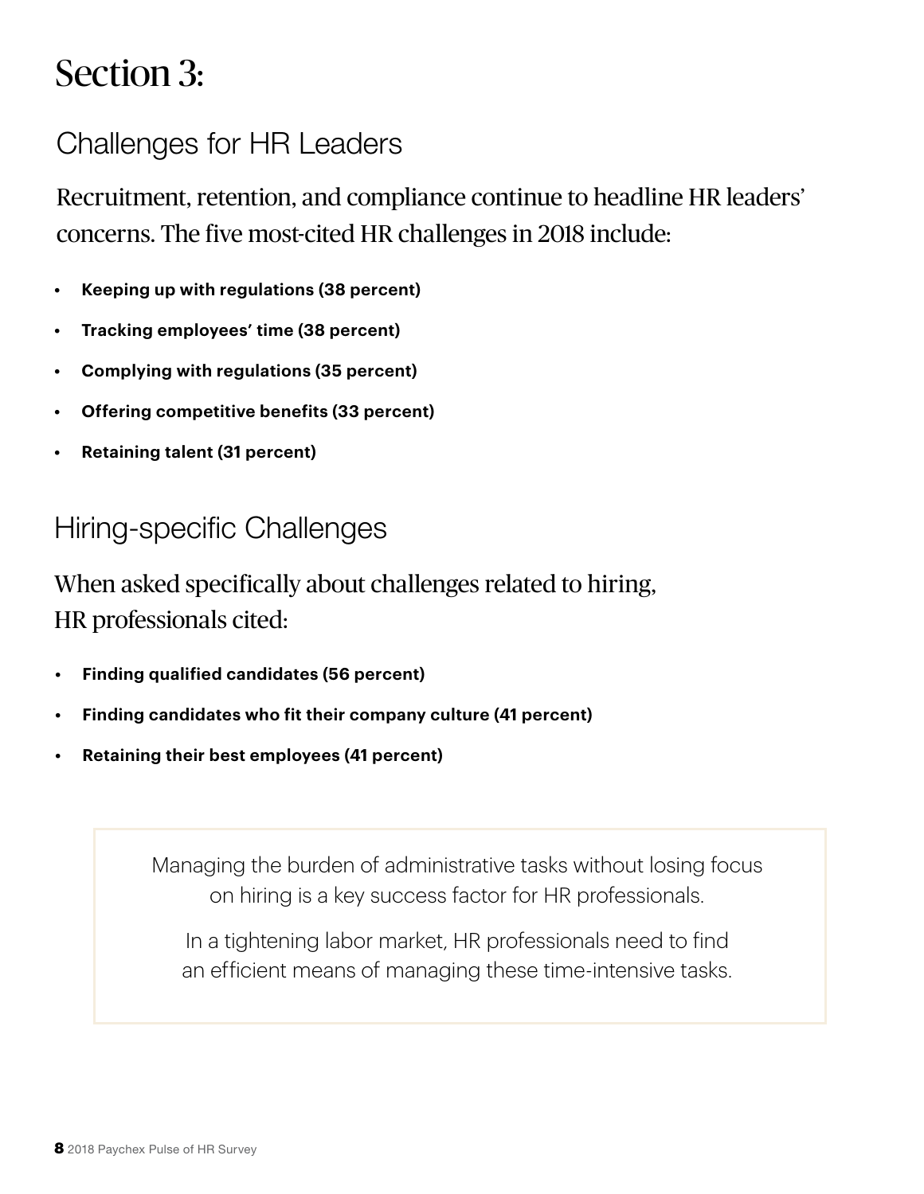# Section 3:

## Challenges for HR Leaders

Recruitment, retention, and compliance continue to headline HR leaders' concerns. The five most-cited HR challenges in 2018 include:

- **Keeping up with regulations (38 percent)**
- **Tracking employees' time (38 percent)**
- **Complying with regulations (35 percent)**
- **Offering competitive benefits (33 percent)**
- **Retaining talent (31 percent)**

## Hiring-specific Challenges

When asked specifically about challenges related to hiring, HR professionals cited:

- **Finding qualified candidates (56 percent)**
- **Finding candidates who fit their company culture (41 percent)**
- **Retaining their best employees (41 percent)**

> Managing the burden of administrative tasks without losing focus on hiring is a key success factor for HR professionals.
>
> In a tightening labor market, HR professionals need to find an efficient means of managing these time-intensive tasks.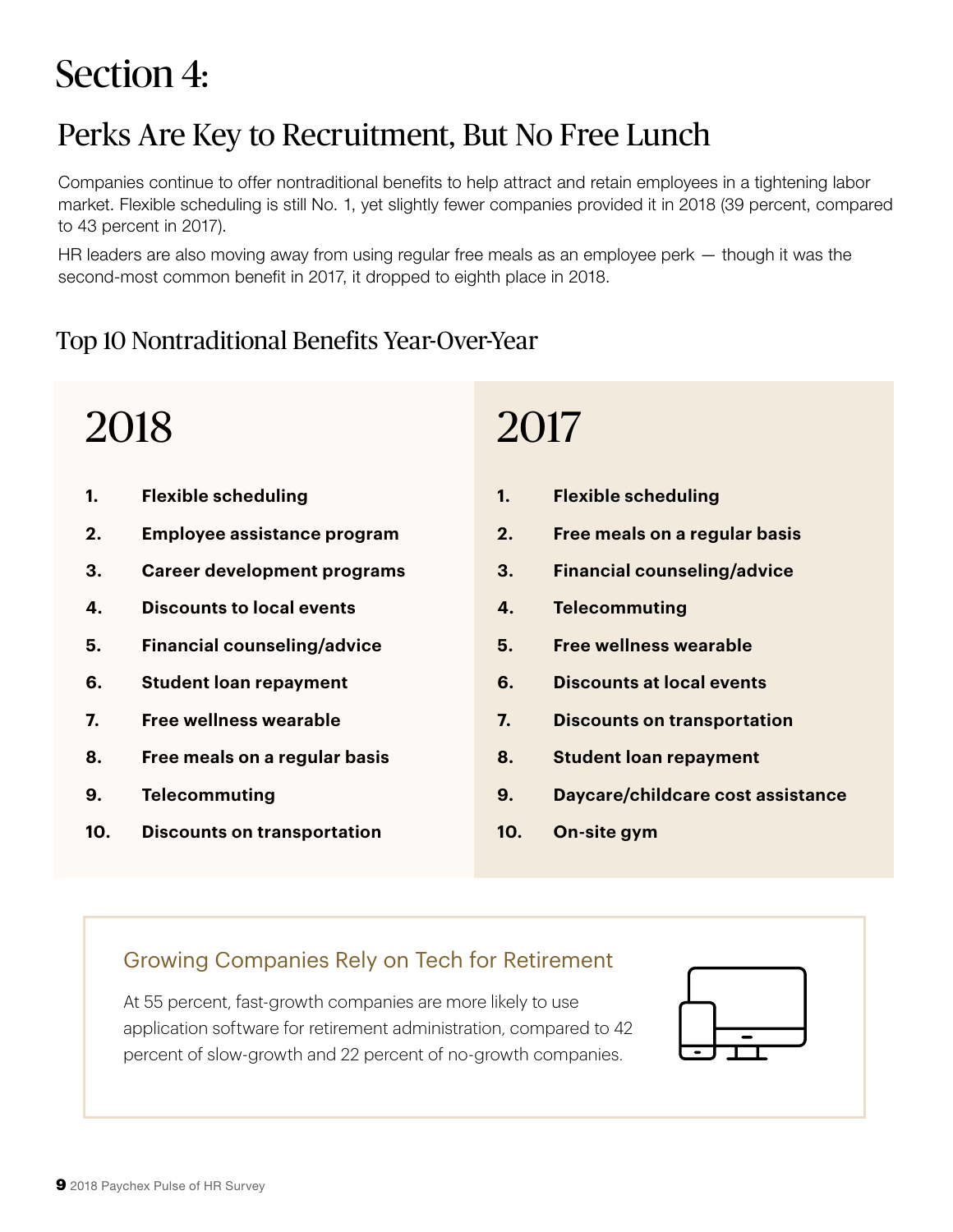# Section 4:

## Perks Are Key to Recruitment, But No Free Lunch

Companies continue to offer nontraditional benefits to help attract and retain employees in a tightening labor market. Flexible scheduling is still No. 1, yet slightly fewer companies provided it in 2018 (39 percent, compared to 43 percent in 2017).

HR leaders are also moving away from using regular free meals as an employee perk — though it was the second-most common benefit in 2017, it dropped to eighth place in 2018.

### Top 10 Nontraditional Benefits Year-Over-Year

| Rank | 2018 | 2017 |
|---|---|---|
| 1. | **Flexible scheduling** | **Flexible scheduling** |
| 2. | **Employee assistance program** | **Free meals on a regular basis** |
| 3. | **Career development programs** | **Financial counseling/advice** |
| 4. | **Discounts to local events** | **Telecommuting** |
| 5. | **Financial counseling/advice** | **Free wellness wearable** |
| 6. | **Student loan repayment** | **Discounts at local events** |
| 7. | **Free wellness wearable** | **Discounts on transportation** |
| 8. | **Free meals on a regular basis** | **Student loan repayment** |
| 9. | **Telecommuting** | **Daycare/childcare cost assistance** |
| 10. | **Discounts on transportation** | **On-site gym** |

### Growing Companies Rely on Tech for Retirement

At 55 percent, fast-growth companies are more likely to use application software for retirement administration, compared to 42 percent of slow-growth and 22 percent of no-growth companies.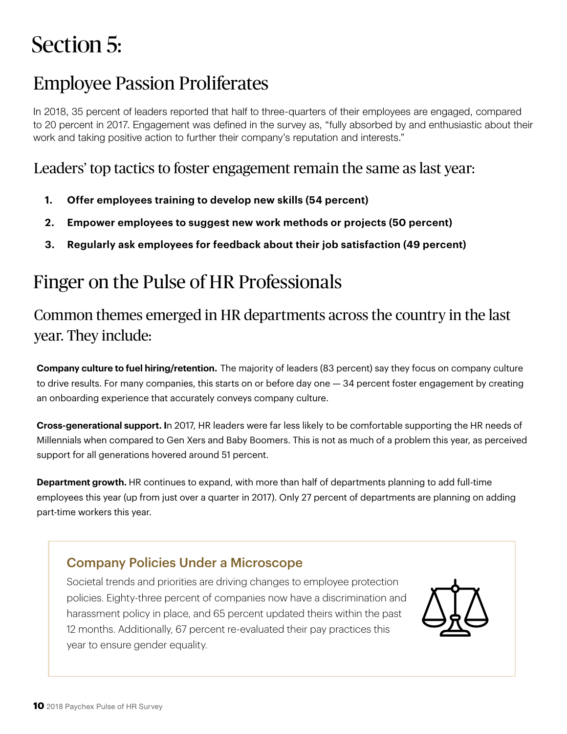# Section 5:

## Employee Passion Proliferates

In 2018, 35 percent of leaders reported that half to three-quarters of their employees are engaged, compared to 20 percent in 2017. Engagement was defined in the survey as, "fully absorbed by and enthusiastic about their work and taking positive action to further their company's reputation and interests."

### Leaders' top tactics to foster engagement remain the same as last year:

1. **Offer employees training to develop new skills (54 percent)**
2. **Empower employees to suggest new work methods or projects (50 percent)**
3. **Regularly ask employees for feedback about their job satisfaction (49 percent)**

## Finger on the Pulse of HR Professionals

### Common themes emerged in HR departments across the country in the last year. They include:

**Company culture to fuel hiring/retention.** The majority of leaders (83 percent) say they focus on company culture to drive results. For many companies, this starts on or before day one — 34 percent foster engagement by creating an onboarding experience that accurately conveys company culture.

**Cross-generational support.** In 2017, HR leaders were far less likely to be comfortable supporting the HR needs of Millennials when compared to Gen Xers and Baby Boomers. This is not as much of a problem this year, as perceived support for all generations hovered around 51 percent.

**Department growth.** HR continues to expand, with more than half of departments planning to add full-time employees this year (up from just over a quarter in 2017). Only 27 percent of departments are planning on adding part-time workers this year.

### Company Policies Under a Microscope

Societal trends and priorities are driving changes to employee protection policies. Eighty-three percent of companies now have a discrimination and harassment policy in place, and 65 percent updated theirs within the past 12 months. Additionally, 67 percent re-evaluated their pay practices this year to ensure gender equality.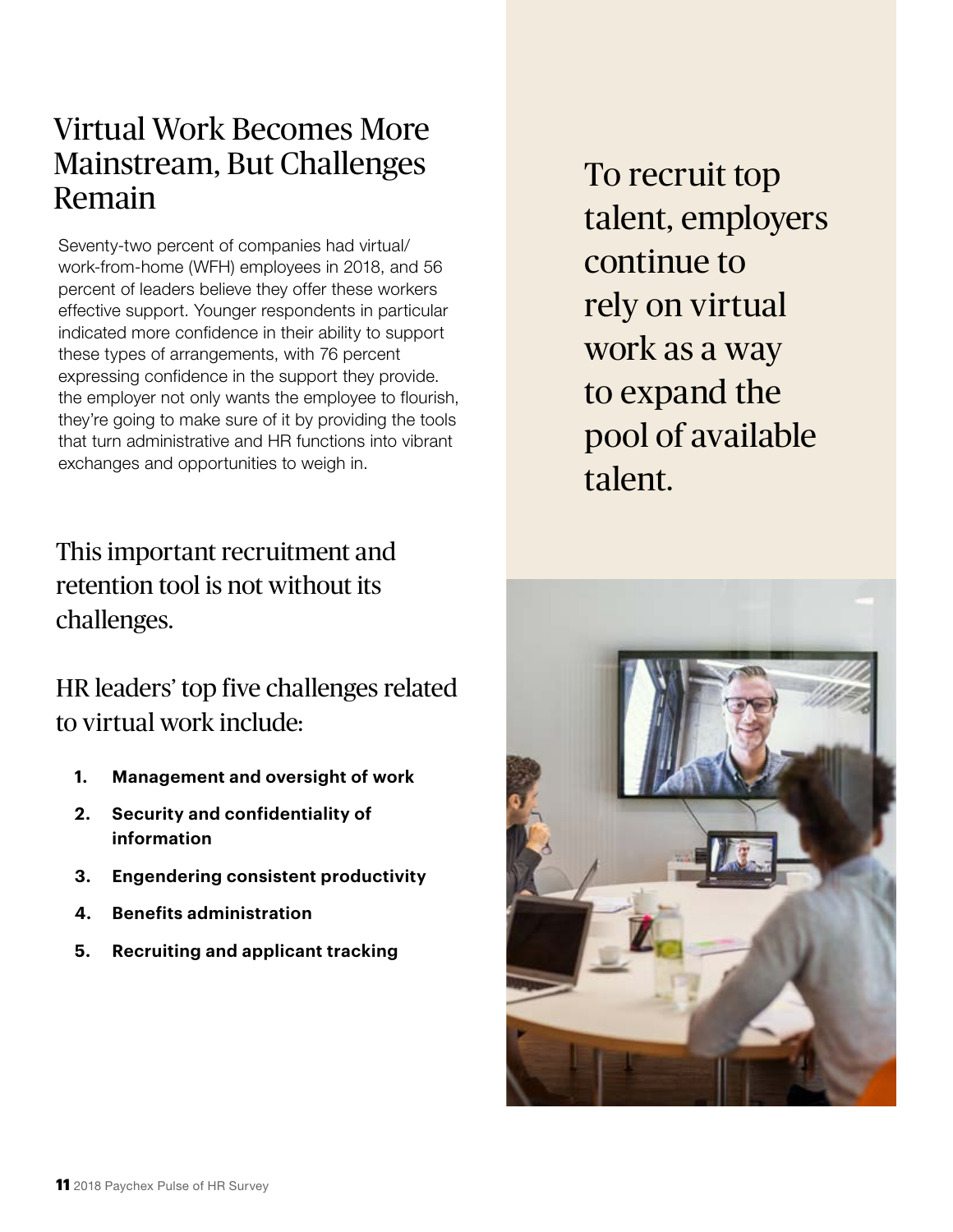## Virtual Work Becomes More Mainstream, But Challenges Remain

Seventy-two percent of companies had virtual/work-from-home (WFH) employees in 2018, and 56 percent of leaders believe they offer these workers effective support. Younger respondents in particular indicated more confidence in their ability to support these types of arrangements, with 76 percent expressing confidence in the support they provide. the employer not only wants the employee to flourish, they're going to make sure of it by providing the tools that turn administrative and HR functions into vibrant exchanges and opportunities to weigh in.

### This important recruitment and retention tool is not without its challenges.

### HR leaders' top five challenges related to virtual work include:

1. **Management and oversight of work**
2. **Security and confidentiality of information**
3. **Engendering consistent productivity**
4. **Benefits administration**
5. **Recruiting and applicant tracking**

To recruit top talent, employers continue to rely on virtual work as a way to expand the pool of available talent.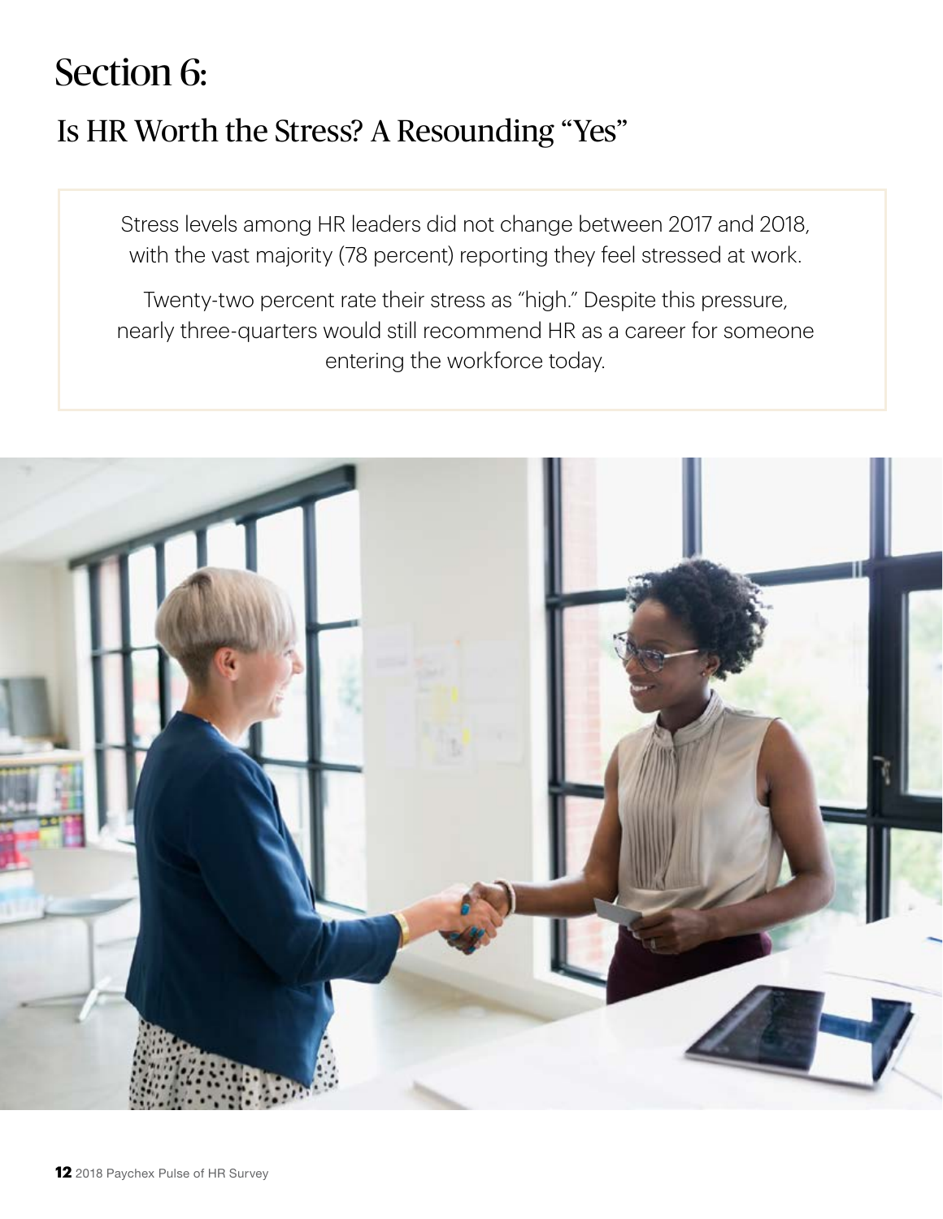# Section 6:

## Is HR Worth the Stress? A Resounding "Yes"

Stress levels among HR leaders did not change between 2017 and 2018, with the vast majority (78 percent) reporting they feel stressed at work.

Twenty-two percent rate their stress as "high." Despite this pressure, nearly three-quarters would still recommend HR as a career for someone entering the workforce today.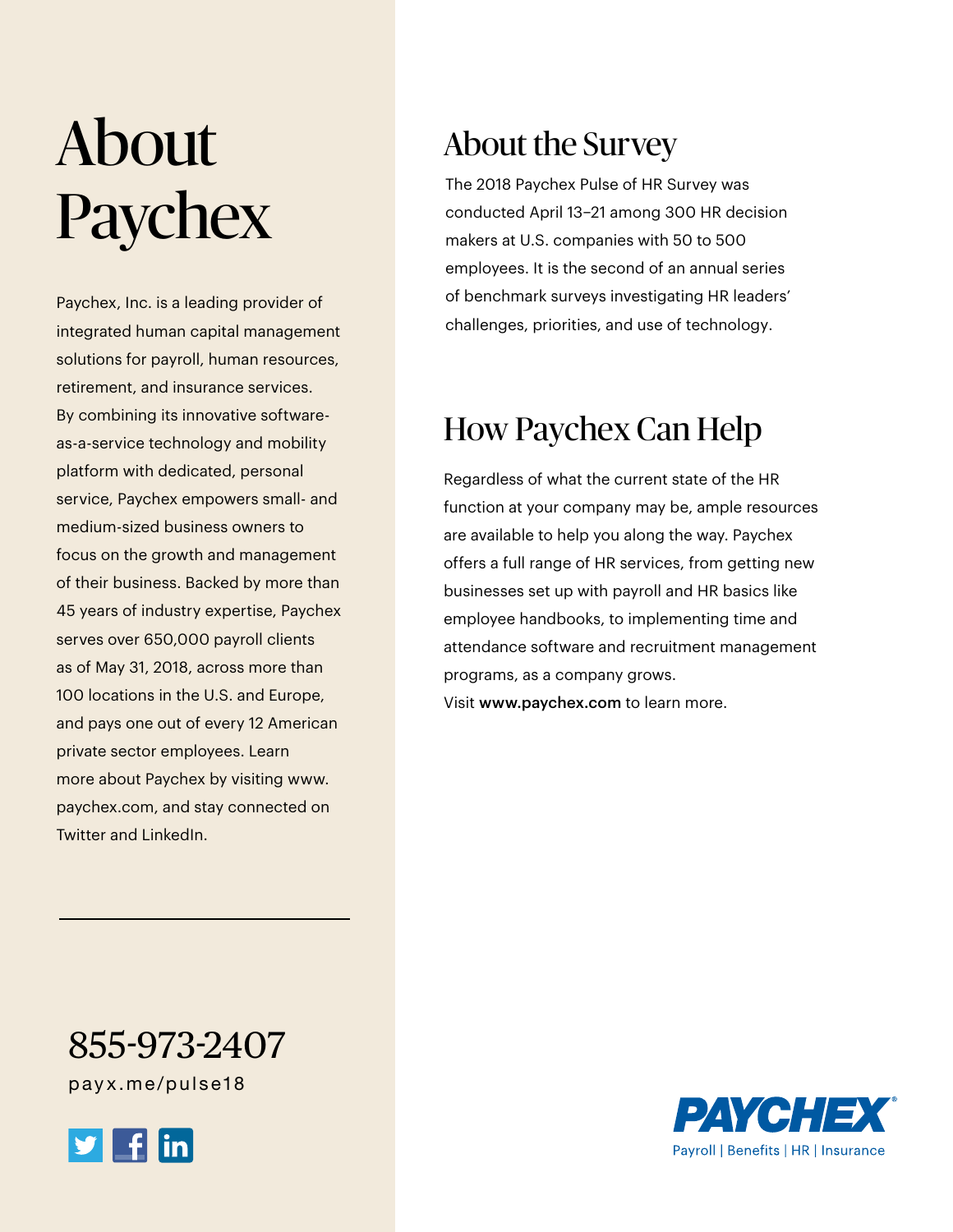# About Paychex

Paychex, Inc. is a leading provider of integrated human capital management solutions for payroll, human resources, retirement, and insurance services. By combining its innovative software-as-a-service technology and mobility platform with dedicated, personal service, Paychex empowers small- and medium-sized business owners to focus on the growth and management of their business. Backed by more than 45 years of industry expertise, Paychex serves over 650,000 payroll clients as of May 31, 2018, across more than 100 locations in the U.S. and Europe, and pays one out of every 12 American private sector employees. Learn more about Paychex by visiting www.paychex.com, and stay connected on Twitter and LinkedIn.

855-973-2407

payx.me/pulse18

## About the Survey

The 2018 Paychex Pulse of HR Survey was conducted April 13–21 among 300 HR decision makers at U.S. companies with 50 to 500 employees. It is the second of an annual series of benchmark surveys investigating HR leaders' challenges, priorities, and use of technology.

## How Paychex Can Help

Regardless of what the current state of the HR function at your company may be, ample resources are available to help you along the way. Paychex offers a full range of HR services, from getting new businesses set up with payroll and HR basics like employee handbooks, to implementing time and attendance software and recruitment management programs, as a company grows.

Visit **www.paychex.com** to learn more.

PAYCHEX®
Payroll | Benefits | HR | Insurance